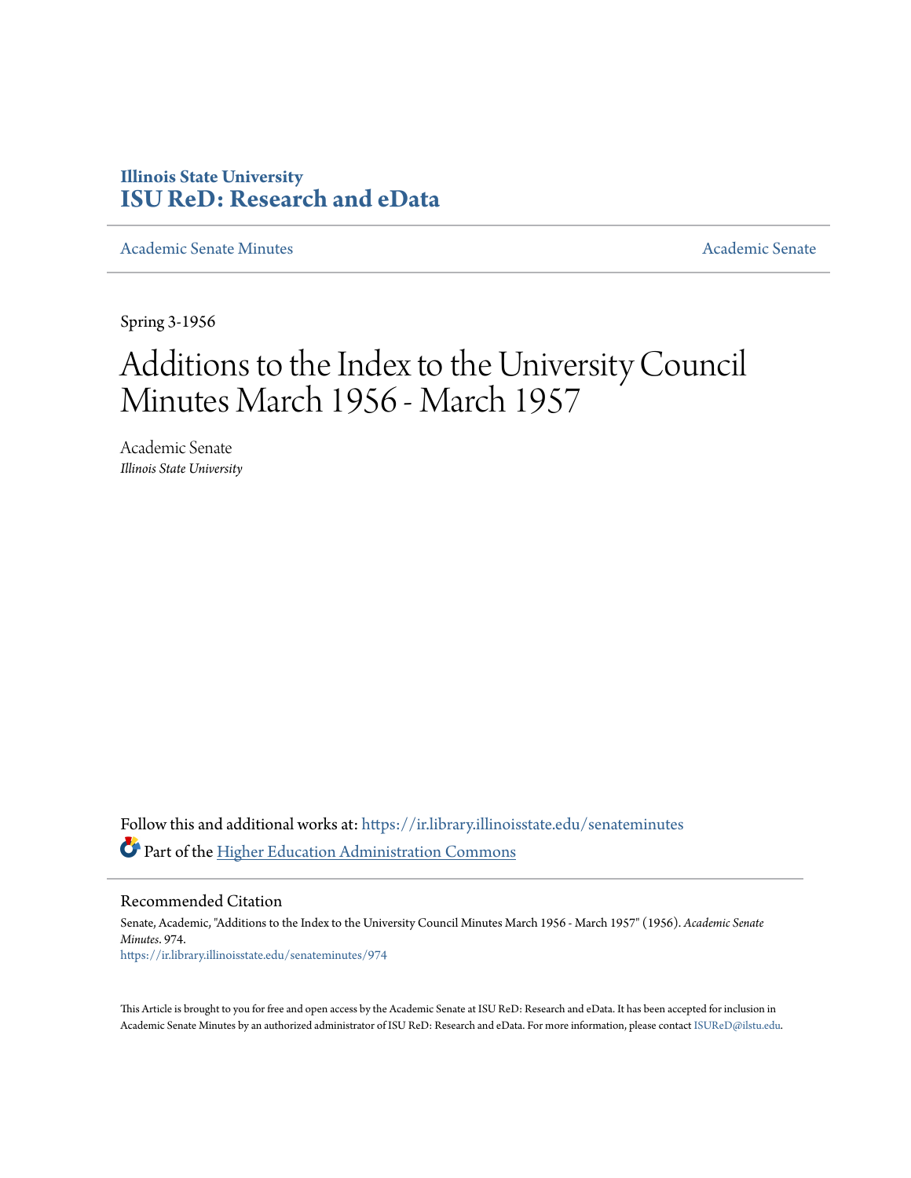Illinois State University
**ISU ReD: Research and eData**

Academic Senate Minutes | Academic Senate

Spring 3-1956

# Additions to the Index to the University Council Minutes March 1956 - March 1957

Academic Senate
*Illinois State University*

Follow this and additional works at: https://ir.library.illinoisstate.edu/senateminutes

Part of the Higher Education Administration Commons

## Recommended Citation

Senate, Academic, "Additions to the Index to the University Council Minutes March 1956 - March 1957" (1956). *Academic Senate Minutes*. 974.
https://ir.library.illinoisstate.edu/senateminutes/974

This Article is brought to you for free and open access by the Academic Senate at ISU ReD: Research and eData. It has been accepted for inclusion in Academic Senate Minutes by an authorized administrator of ISU ReD: Research and eData. For more information, please contact ISUReD@ilstu.edu.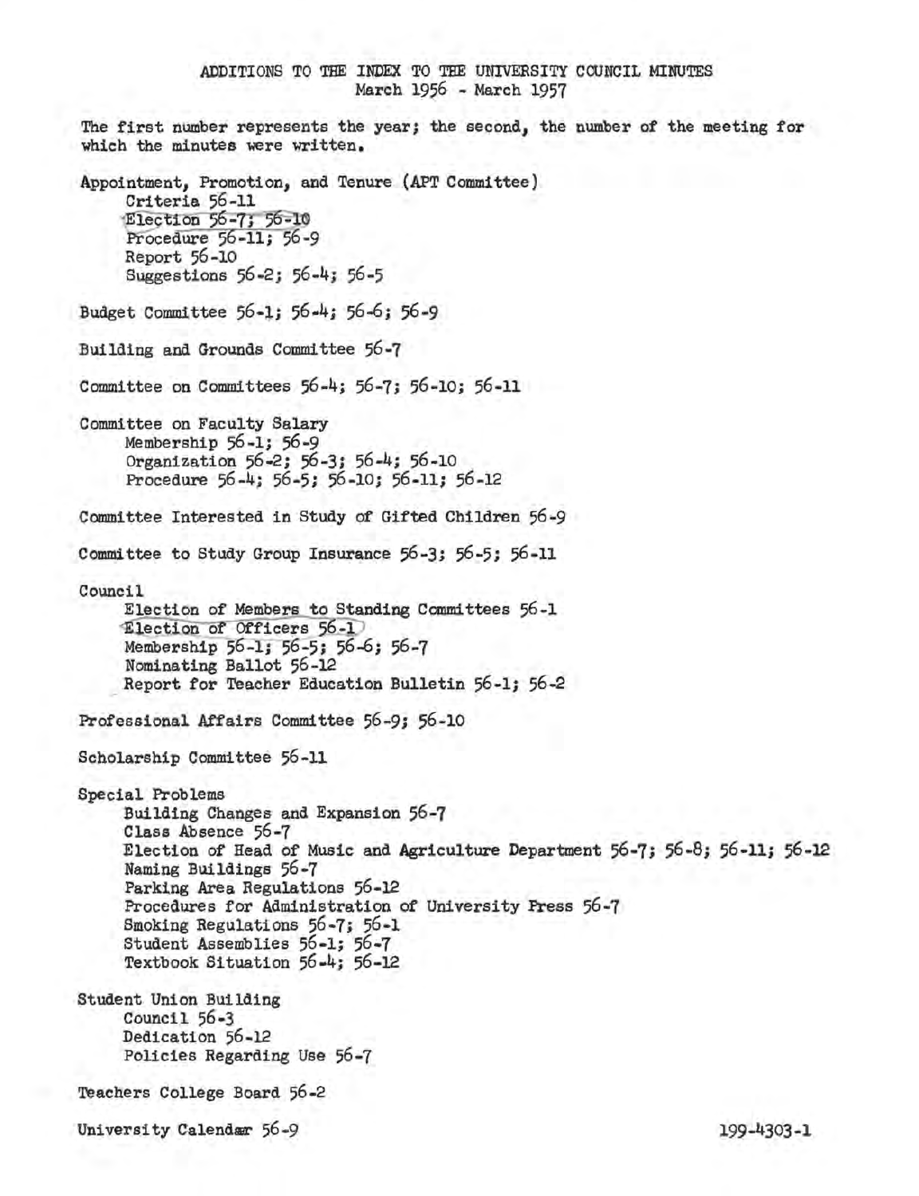# ADDITIONS TO THE INDEX TO THE UNIVERSITY COUNCIL MINUTES
March 1956 - March 1957

The first number represents the year; the second, the number of the meeting for which the minutes were written.

Appointment, Promotion, and Tenure (APT Committee)
- Criteria 56-11
- Election 56-7; 56-10
- Procedure 56-11; 56-9
- Report 56-10
- Suggestions 56-2; 56-4; 56-5

Budget Committee 56-1; 56-4; 56-6; 56-9

Building and Grounds Committee 56-7

Committee on Committees 56-4; 56-7; 56-10; 56-11

Committee on Faculty Salary
- Membership 56-1; 56-9
- Organization 56-2; 56-3; 56-4; 56-10
- Procedure 56-4; 56-5; 56-10; 56-11; 56-12

Committee Interested in Study of Gifted Children 56-9

Committee to Study Group Insurance 56-3; 56-5; 56-11

Council
- Election of Members to Standing Committees 56-1
- Election of Officers 56-1
- Membership 56-1; 56-5; 56-6; 56-7
- Nominating Ballot 56-12
- Report for Teacher Education Bulletin 56-1; 56-2

Professional Affairs Committee 56-9; 56-10

Scholarship Committee 56-11

Special Problems
- Building Changes and Expansion 56-7
- Class Absence 56-7
- Election of Head of Music and Agriculture Department 56-7; 56-8; 56-11; 56-12
- Naming Buildings 56-7
- Parking Area Regulations 56-12
- Procedures for Administration of University Press 56-7
- Smoking Regulations 56-7; 56-1
- Student Assemblies 56-1; 56-7
- Textbook Situation 56-4; 56-12

Student Union Building
- Council 56-3
- Dedication 56-12
- Policies Regarding Use 56-7

Teachers College Board 56-2

University Calendar 56-9

199-4303-1